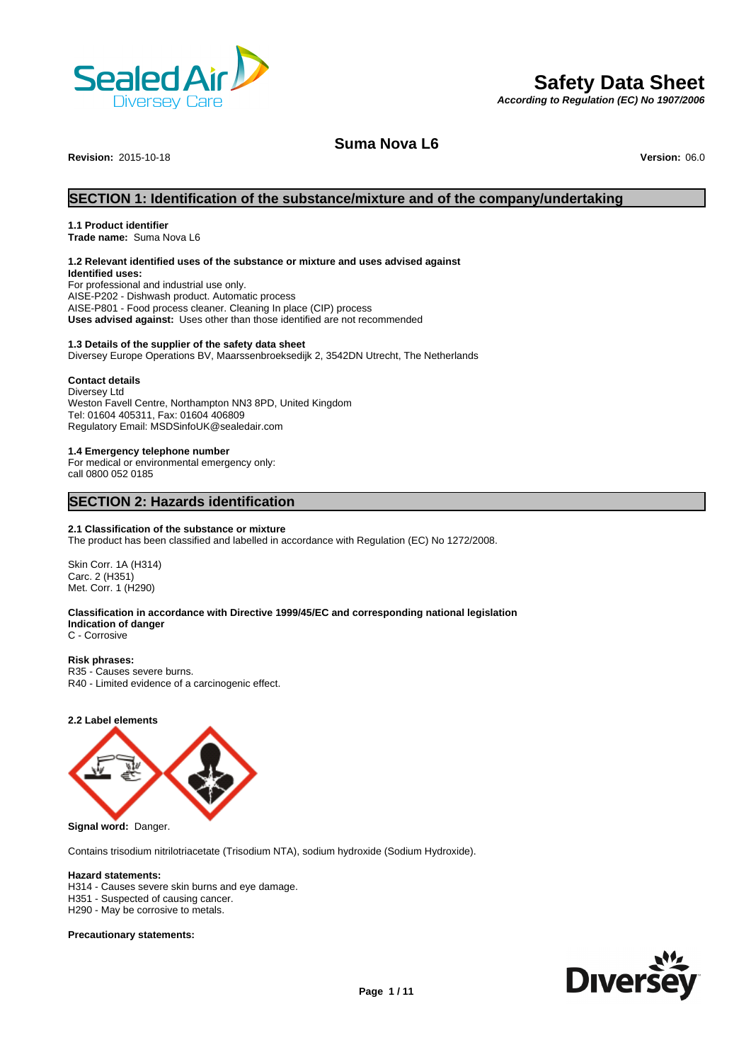# Safety Data Sheet

*According to Regulation (EC) No 1907/2006*

## Suma Nova L6

**Revision:** 2015-10-18 **Version:** 06.0

## SECTION 1: Identification of the substance/mixture and of the company/undertaking

**1.1 Product identifier**
**Trade name:** Suma Nova L6

**1.2 Relevant identified uses of the substance or mixture and uses advised against**
**Identified uses:**
For professional and industrial use only.
AISE-P202 - Dishwash product. Automatic process
AISE-P801 - Food process cleaner. Cleaning In place (CIP) process
**Uses advised against:** Uses other than those identified are not recommended

**1.3 Details of the supplier of the safety data sheet**
Diversey Europe Operations BV, Maarssenbroeksedijk 2, 3542DN Utrecht, The Netherlands

**Contact details**
Diversey Ltd
Weston Favell Centre, Northampton NN3 8PD, United Kingdom
Tel: 01604 405311, Fax: 01604 406809
Regulatory Email: MSDSinfoUK@sealedair.com

**1.4 Emergency telephone number**
For medical or environmental emergency only:
call 0800 052 0185

## SECTION 2: Hazards identification

**2.1 Classification of the substance or mixture**
The product has been classified and labelled in accordance with Regulation (EC) No 1272/2008.

Skin Corr. 1A (H314)
Carc. 2 (H351)
Met. Corr. 1 (H290)

**Classification in accordance with Directive 1999/45/EC and corresponding national legislation**
**Indication of danger**
C - Corrosive

**Risk phrases:**
R35 - Causes severe burns.
R40 - Limited evidence of a carcinogenic effect.

**2.2 Label elements**

**Signal word:** Danger.

Contains trisodium nitrilotriacetate (Trisodium NTA), sodium hydroxide (Sodium Hydroxide).

**Hazard statements:**
H314 - Causes severe skin burns and eye damage.
H351 - Suspected of causing cancer.
H290 - May be corrosive to metals.

**Precautionary statements:**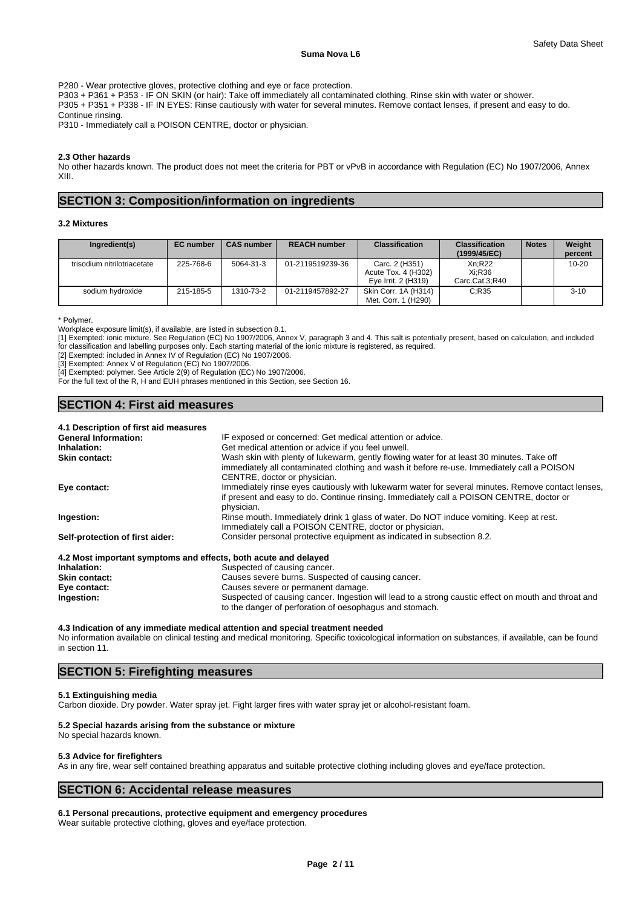P280 - Wear protective gloves, protective clothing and eye or face protection.
P303 + P361 + P353 - IF ON SKIN (or hair): Take off immediately all contaminated clothing. Rinse skin with water or shower.
P305 + P351 + P338 - IF IN EYES: Rinse cautiously with water for several minutes. Remove contact lenses, if present and easy to do. Continue rinsing.
P310 - Immediately call a POISON CENTRE, doctor or physician.

### 2.3 Other hazards

No other hazards known. The product does not meet the criteria for PBT or vPvB in accordance with Regulation (EC) No 1907/2006, Annex XIII.

## SECTION 3: Composition/information on ingredients

### 3.2 Mixtures

| Ingredient(s) | EC number | CAS number | REACH number | Classification | Classification (1999/45/EC) | Notes | Weight percent |
|---|---|---|---|---|---|---|---|
| trisodium nitrilotriacetate | 225-768-6 | 5064-31-3 | 01-2119519239-36 | Carc. 2 (H351) Acute Tox. 4 (H302) Eye Irrit. 2 (H319) | Xn;R22 Xi;R36 Carc.Cat.3;R40 | | 10-20 |
| sodium hydroxide | 215-185-5 | 1310-73-2 | 01-2119457892-27 | Skin Corr. 1A (H314) Met. Corr. 1 (H290) | C;R35 | | 3-10 |

\* Polymer.
Workplace exposure limit(s), if available, are listed in subsection 8.1.
[1] Exempted: ionic mixture. See Regulation (EC) No 1907/2006, Annex V, paragraph 3 and 4. This salt is potentially present, based on calculation, and included for classification and labelling purposes only. Each starting material of the ionic mixture is registered, as required.
[2] Exempted: included in Annex IV of Regulation (EC) No 1907/2006.
[3] Exempted: Annex V of Regulation (EC) No 1907/2006.
[4] Exempted: polymer. See Article 2(9) of Regulation (EC) No 1907/2006.
For the full text of the R, H and EUH phrases mentioned in this Section, see Section 16.

## SECTION 4: First aid measures

### 4.1 Description of first aid measures

**General Information:** IF exposed or concerned: Get medical attention or advice.

**Inhalation:** Get medical attention or advice if you feel unwell.

**Skin contact:** Wash skin with plenty of lukewarm, gently flowing water for at least 30 minutes. Take off immediately all contaminated clothing and wash it before re-use. Immediately call a POISON CENTRE, doctor or physician.

**Eye contact:** Immediately rinse eyes cautiously with lukewarm water for several minutes. Remove contact lenses, if present and easy to do. Continue rinsing. Immediately call a POISON CENTRE, doctor or physician.

**Ingestion:** Rinse mouth. Immediately drink 1 glass of water. Do NOT induce vomiting. Keep at rest. Immediately call a POISON CENTRE, doctor or physician.

**Self-protection of first aider:** Consider personal protective equipment as indicated in subsection 8.2.

### 4.2 Most important symptoms and effects, both acute and delayed

**Inhalation:** Suspected of causing cancer.

**Skin contact:** Causes severe burns. Suspected of causing cancer.

**Eye contact:** Causes severe or permanent damage.

**Ingestion:** Suspected of causing cancer. Ingestion will lead to a strong caustic effect on mouth and throat and to the danger of perforation of oesophagus and stomach.

### 4.3 Indication of any immediate medical attention and special treatment needed

No information available on clinical testing and medical monitoring. Specific toxicological information on substances, if available, can be found in section 11.

## SECTION 5: Firefighting measures

### 5.1 Extinguishing media

Carbon dioxide. Dry powder. Water spray jet. Fight larger fires with water spray jet or alcohol-resistant foam.

### 5.2 Special hazards arising from the substance or mixture

No special hazards known.

### 5.3 Advice for firefighters

As in any fire, wear self contained breathing apparatus and suitable protective clothing including gloves and eye/face protection.

## SECTION 6: Accidental release measures

### 6.1 Personal precautions, protective equipment and emergency procedures

Wear suitable protective clothing, gloves and eye/face protection.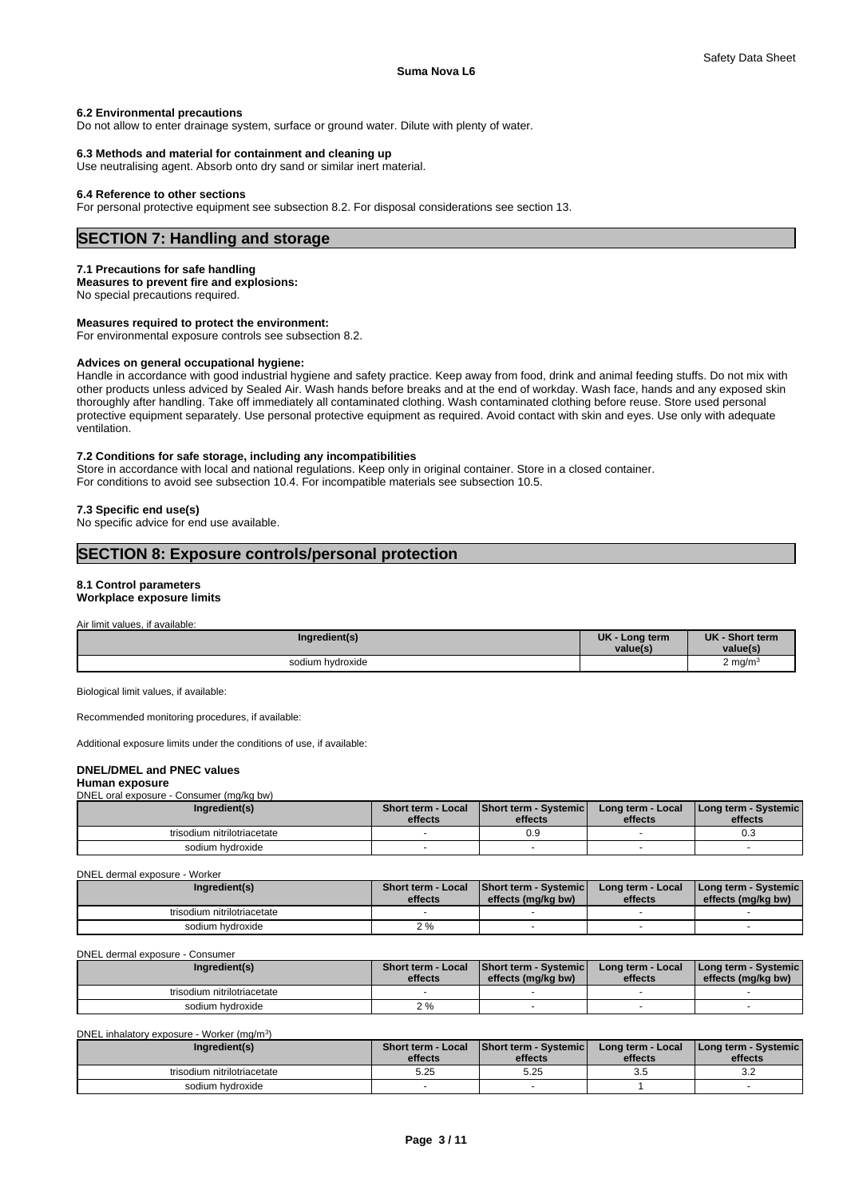### 6.2 Environmental precautions

Do not allow to enter drainage system, surface or ground water. Dilute with plenty of water.

### 6.3 Methods and material for containment and cleaning up

Use neutralising agent. Absorb onto dry sand or similar inert material.

### 6.4 Reference to other sections

For personal protective equipment see subsection 8.2. For disposal considerations see section 13.

## SECTION 7: Handling and storage

### 7.1 Precautions for safe handling

**Measures to prevent fire and explosions:**

No special precautions required.

**Measures required to protect the environment:**

For environmental exposure controls see subsection 8.2.

**Advices on general occupational hygiene:**

Handle in accordance with good industrial hygiene and safety practice. Keep away from food, drink and animal feeding stuffs. Do not mix with other products unless adviced by Sealed Air. Wash hands before breaks and at the end of workday. Wash face, hands and any exposed skin thoroughly after handling. Take off immediately all contaminated clothing. Wash contaminated clothing before reuse. Store used personal protective equipment separately. Use personal protective equipment as required. Avoid contact with skin and eyes. Use only with adequate ventilation.

### 7.2 Conditions for safe storage, including any incompatibilities

Store in accordance with local and national regulations. Keep only in original container. Store in a closed container.
For conditions to avoid see subsection 10.4. For incompatible materials see subsection 10.5.

### 7.3 Specific end use(s)

No specific advice for end use available.

## SECTION 8: Exposure controls/personal protection

### 8.1 Control parameters

**Workplace exposure limits**

Air limit values, if available:

| Ingredient(s) | UK - Long term value(s) | UK - Short term value(s) |
|---|---|---|
| sodium hydroxide | | 2 mg/m³ |

Biological limit values, if available:

Recommended monitoring procedures, if available:

Additional exposure limits under the conditions of use, if available:

**DNEL/DMEL and PNEC values**

**Human exposure**

DNEL oral exposure - Consumer (mg/kg bw)

| Ingredient(s) | Short term - Local effects | Short term - Systemic effects | Long term - Local effects | Long term - Systemic effects |
|---|---|---|---|---|
| trisodium nitrilotriacetate | - | 0.9 | - | 0.3 |
| sodium hydroxide | - | - | - | - |

DNEL dermal exposure - Worker

| Ingredient(s) | Short term - Local effects | Short term - Systemic effects (mg/kg bw) | Long term - Local effects | Long term - Systemic effects (mg/kg bw) |
|---|---|---|---|---|
| trisodium nitrilotriacetate | - | - | - | - |
| sodium hydroxide | 2 % | - | - | - |

DNEL dermal exposure - Consumer

| Ingredient(s) | Short term - Local effects | Short term - Systemic effects (mg/kg bw) | Long term - Local effects | Long term - Systemic effects (mg/kg bw) |
|---|---|---|---|---|
| trisodium nitrilotriacetate | - | - | - | - |
| sodium hydroxide | 2 % | - | - | - |

DNEL inhalatory exposure - Worker (mg/m³)

| Ingredient(s) | Short term - Local effects | Short term - Systemic effects | Long term - Local effects | Long term - Systemic effects |
|---|---|---|---|---|
| trisodium nitrilotriacetate | 5.25 | 5.25 | 3.5 | 3.2 |
| sodium hydroxide | - | - | 1 | - |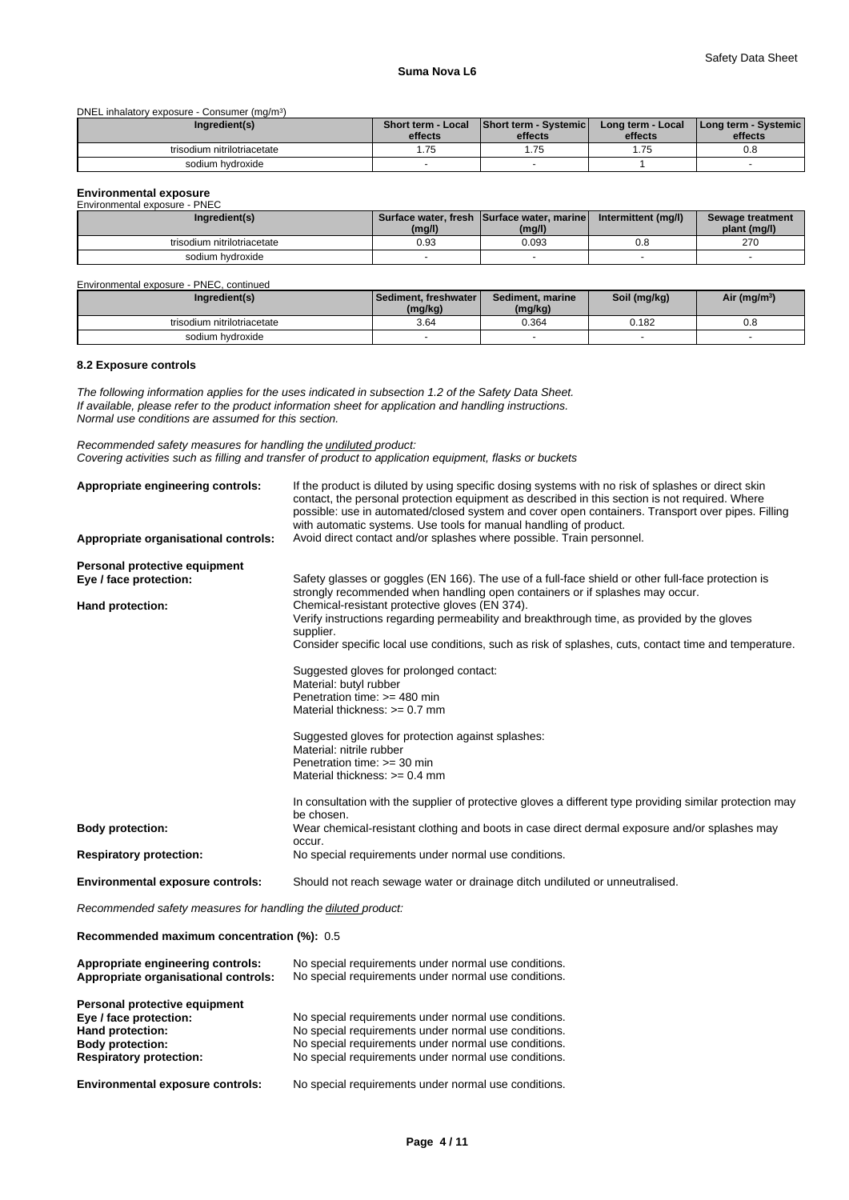DNEL inhalatory exposure - Consumer (mg/m³)

| Ingredient(s) | Short term - Local effects | Short term - Systemic effects | Long term - Local effects | Long term - Systemic effects |
|---|---|---|---|---|
| trisodium nitrilotriacetate | 1.75 | 1.75 | 1.75 | 0.8 |
| sodium hydroxide | - | - | 1 | - |

**Environmental exposure**

Environmental exposure - PNEC

| Ingredient(s) | Surface water, fresh (mg/l) | Surface water, marine (mg/l) | Intermittent (mg/l) | Sewage treatment plant (mg/l) |
|---|---|---|---|---|
| trisodium nitrilotriacetate | 0.93 | 0.093 | 0.8 | 270 |
| sodium hydroxide | - | - | - | - |

Environmental exposure - PNEC, continued

| Ingredient(s) | Sediment, freshwater (mg/kg) | Sediment, marine (mg/kg) | Soil (mg/kg) | Air (mg/m³) |
|---|---|---|---|---|
| trisodium nitrilotriacetate | 3.64 | 0.364 | 0.182 | 0.8 |
| sodium hydroxide | - | - | - | - |

**8.2 Exposure controls**

*The following information applies for the uses indicated in subsection 1.2 of the Safety Data Sheet.*
*If available, please refer to the product information sheet for application and handling instructions.*
*Normal use conditions are assumed for this section.*

*Recommended safety measures for handling the undiluted product:*
*Covering activities such as filling and transfer of product to application equipment, flasks or buckets*

**Appropriate engineering controls:** If the product is diluted by using specific dosing systems with no risk of splashes or direct skin contact, the personal protection equipment as described in this section is not required. Where possible: use in automated/closed system and cover open containers. Transport over pipes. Filling with automatic systems. Use tools for manual handling of product.

**Appropriate organisational controls:** Avoid direct contact and/or splashes where possible. Train personnel.

**Personal protective equipment**

**Eye / face protection:** Safety glasses or goggles (EN 166). The use of a full-face shield or other full-face protection is strongly recommended when handling open containers or if splashes may occur.

**Hand protection:** Chemical-resistant protective gloves (EN 374).
Verify instructions regarding permeability and breakthrough time, as provided by the gloves supplier.
Consider specific local use conditions, such as risk of splashes, cuts, contact time and temperature.

Suggested gloves for prolonged contact:
Material: butyl rubber
Penetration time: >= 480 min
Material thickness: >= 0.7 mm

Suggested gloves for protection against splashes:
Material: nitrile rubber
Penetration time: >= 30 min
Material thickness: >= 0.4 mm

In consultation with the supplier of protective gloves a different type providing similar protection may be chosen.

**Body protection:** Wear chemical-resistant clothing and boots in case direct dermal exposure and/or splashes may occur.

**Respiratory protection:** No special requirements under normal use conditions.

**Environmental exposure controls:** Should not reach sewage water or drainage ditch undiluted or unneutralised.

*Recommended safety measures for handling the diluted product:*

**Recommended maximum concentration (%):** 0.5

**Appropriate engineering controls:** No special requirements under normal use conditions.

**Appropriate organisational controls:** No special requirements under normal use conditions.

**Personal protective equipment**

**Eye / face protection:** No special requirements under normal use conditions.

**Hand protection:** No special requirements under normal use conditions.

**Body protection:** No special requirements under normal use conditions.

**Respiratory protection:** No special requirements under normal use conditions.

**Environmental exposure controls:** No special requirements under normal use conditions.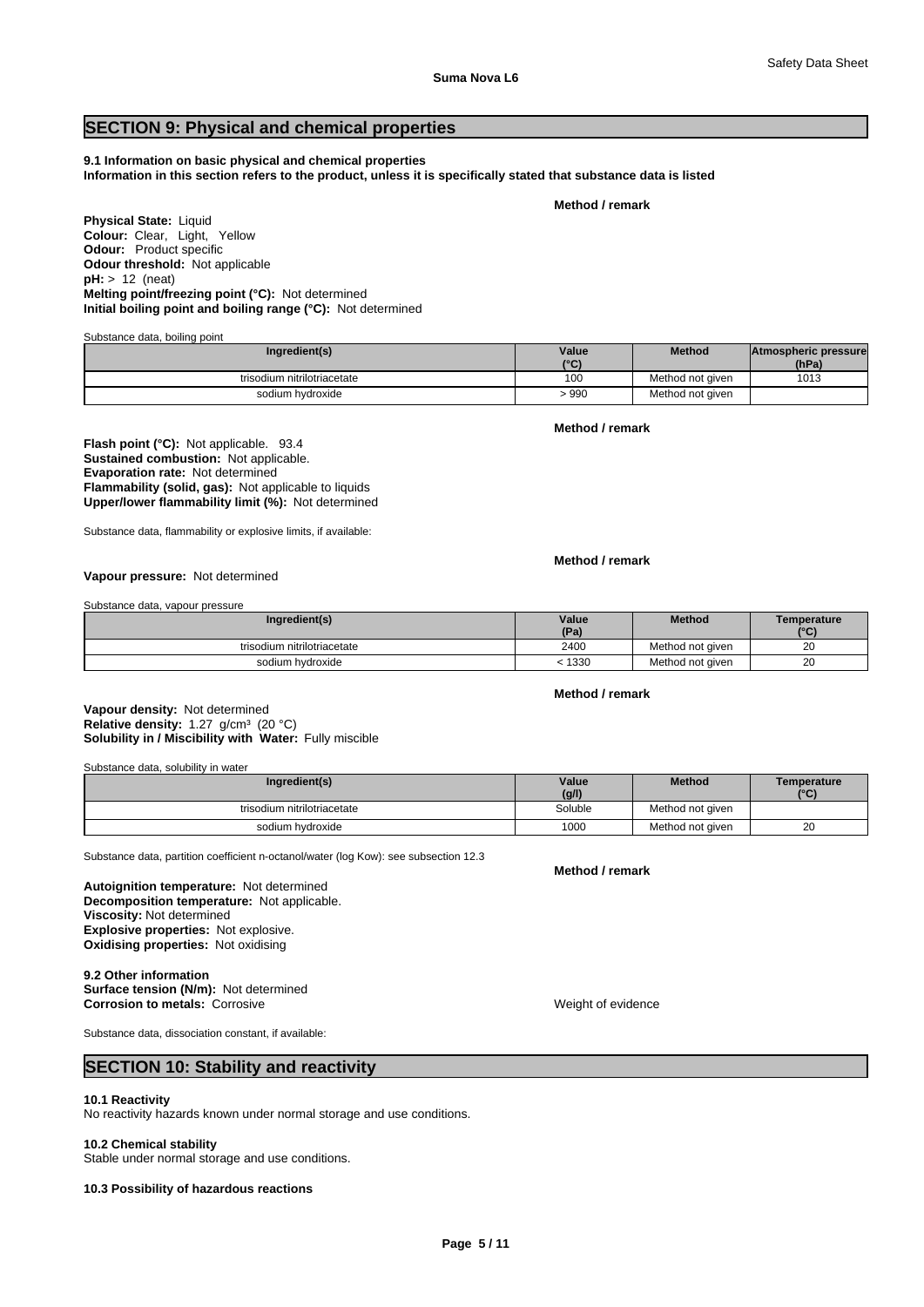## SECTION 9: Physical and chemical properties

**9.1 Information on basic physical and chemical properties**
**Information in this section refers to the product, unless it is specifically stated that substance data is listed**

**Method / remark**

**Physical State:** Liquid
**Colour:** Clear, Light, Yellow
**Odour:** Product specific
**Odour threshold:** Not applicable
**pH:** > 12 (neat)
**Melting point/freezing point (°C):** Not determined
**Initial boiling point and boiling range (°C):** Not determined

Substance data, boiling point

| Ingredient(s) | Value (°C) | Method | Atmospheric pressure (hPa) |
|---|---|---|---|
| trisodium nitrilotriacetate | 100 | Method not given | 1013 |
| sodium hydroxide | > 990 | Method not given | |

**Method / remark**

**Flash point (°C):** Not applicable. 93.4
**Sustained combustion:** Not applicable.
**Evaporation rate:** Not determined
**Flammability (solid, gas):** Not applicable to liquids
**Upper/lower flammability limit (%):** Not determined

Substance data, flammability or explosive limits, if available:

**Method / remark**

**Vapour pressure:** Not determined

Substance data, vapour pressure

| Ingredient(s) | Value (Pa) | Method | Temperature (°C) |
|---|---|---|---|
| trisodium nitrilotriacetate | 2400 | Method not given | 20 |
| sodium hydroxide | < 1330 | Method not given | 20 |

**Method / remark**

**Vapour density:** Not determined
**Relative density:** 1.27 g/cm³ (20 °C)
**Solubility in / Miscibility with Water:** Fully miscible

Substance data, solubility in water

| Ingredient(s) | Value (g/l) | Method | Temperature (°C) |
|---|---|---|---|
| trisodium nitrilotriacetate | Soluble | Method not given | |
| sodium hydroxide | 1000 | Method not given | 20 |

Substance data, partition coefficient n-octanol/water (log Kow): see subsection 12.3

**Method / remark**

**Autoignition temperature:** Not determined
**Decomposition temperature:** Not applicable.
**Viscosity:** Not determined
**Explosive properties:** Not explosive.
**Oxidising properties:** Not oxidising

**9.2 Other information**
**Surface tension (N/m):** Not determined
**Corrosion to metals:** Corrosive — Weight of evidence

Substance data, dissociation constant, if available:

## SECTION 10: Stability and reactivity

**10.1 Reactivity**
No reactivity hazards known under normal storage and use conditions.

**10.2 Chemical stability**
Stable under normal storage and use conditions.

**10.3 Possibility of hazardous reactions**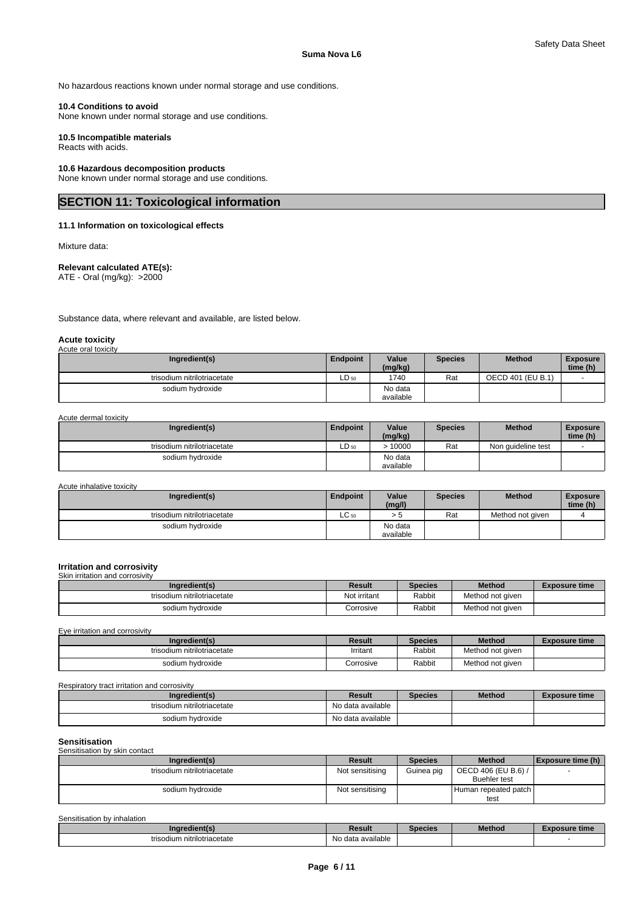No hazardous reactions known under normal storage and use conditions.

**10.4 Conditions to avoid**
None known under normal storage and use conditions.

**10.5 Incompatible materials**
Reacts with acids.

**10.6 Hazardous decomposition products**
None known under normal storage and use conditions.

## SECTION 11: Toxicological information

**11.1 Information on toxicological effects**

Mixture data:

**Relevant calculated ATE(s):**
ATE - Oral (mg/kg): >2000

Substance data, where relevant and available, are listed below.

**Acute toxicity**

Acute oral toxicity

| Ingredient(s) | Endpoint | Value (mg/kg) | Species | Method | Exposure time (h) |
|---|---|---|---|---|---|
| trisodium nitrilotriacetate | $LD_{50}$ | 1740 | Rat | OECD 401 (EU B.1) | - |
| sodium hydroxide | | No data available | | | |

Acute dermal toxicity

| Ingredient(s) | Endpoint | Value (mg/kg) | Species | Method | Exposure time (h) |
|---|---|---|---|---|---|
| trisodium nitrilotriacetate | $LD_{50}$ | > 10000 | Rat | Non guideline test | - |
| sodium hydroxide | | No data available | | | |

Acute inhalative toxicity

| Ingredient(s) | Endpoint | Value (mg/l) | Species | Method | Exposure time (h) |
|---|---|---|---|---|---|
| trisodium nitrilotriacetate | $LC_{50}$ | > 5 | Rat | Method not given | 4 |
| sodium hydroxide | | No data available | | | |

**Irritation and corrosivity**

Skin irritation and corrosivity

| Ingredient(s) | Result | Species | Method | Exposure time |
|---|---|---|---|---|
| trisodium nitrilotriacetate | Not irritant | Rabbit | Method not given | |
| sodium hydroxide | Corrosive | Rabbit | Method not given | |

Eye irritation and corrosivity

| Ingredient(s) | Result | Species | Method | Exposure time |
|---|---|---|---|---|
| trisodium nitrilotriacetate | Irritant | Rabbit | Method not given | |
| sodium hydroxide | Corrosive | Rabbit | Method not given | |

Respiratory tract irritation and corrosivity

| Ingredient(s) | Result | Species | Method | Exposure time |
|---|---|---|---|---|
| trisodium nitrilotriacetate | No data available | | | |
| sodium hydroxide | No data available | | | |

**Sensitisation**

Sensitisation by skin contact

| Ingredient(s) | Result | Species | Method | Exposure time (h) |
|---|---|---|---|---|
| trisodium nitrilotriacetate | Not sensitising | Guinea pig | OECD 406 (EU B.6) / Buehler test | - |
| sodium hydroxide | Not sensitising | | Human repeated patch test | |

Sensitisation by inhalation

| Ingredient(s) | Result | Species | Method | Exposure time |
|---|---|---|---|---|
| trisodium nitrilotriacetate | No data available | | | - |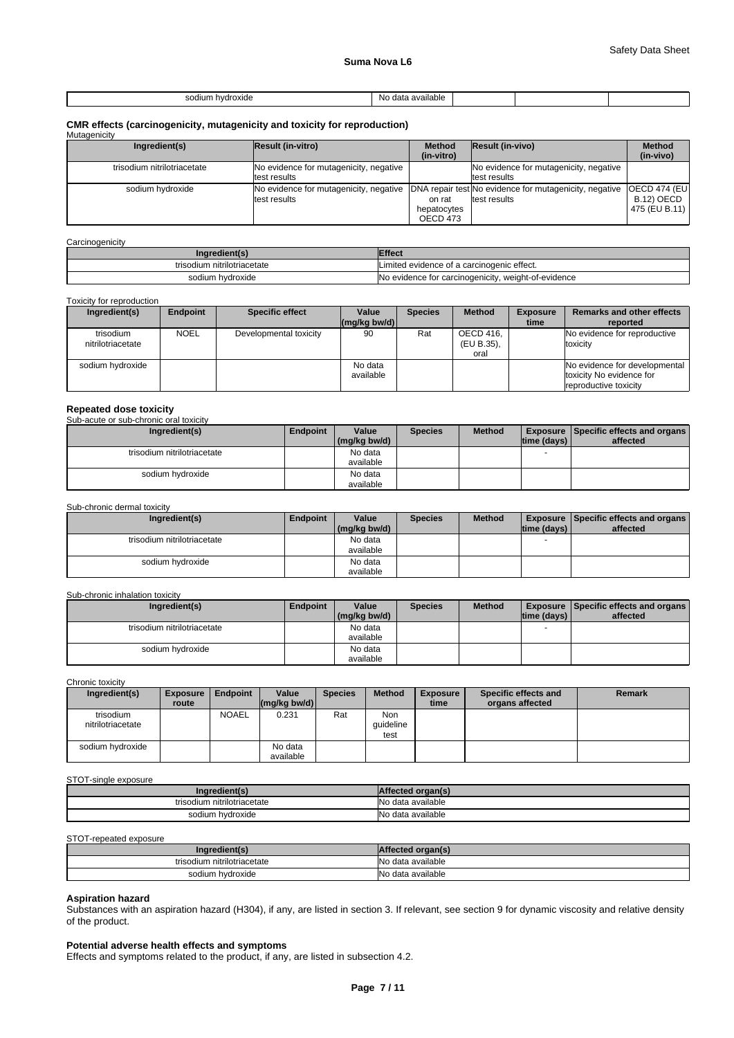| sodium hydroxide | No data available | | | |
|---|---|---|---|---|

## CMR effects (carcinogenicity, mutagenicity and toxicity for reproduction)

Mutagenicity

| Ingredient(s) | Result (in-vitro) | Method (in-vitro) | Result (in-vivo) | Method (in-vivo) |
|---|---|---|---|---|
| trisodium nitrilotriacetate | No evidence for mutagenicity, negative test results | | No evidence for mutagenicity, negative test results | |
| sodium hydroxide | No evidence for mutagenicity, negative test results | DNA repair test on rat hepatocytes OECD 473 | No evidence for mutagenicity, negative test results | OECD 474 (EU B.12) OECD 475 (EU B.11) |

Carcinogenicity

| Ingredient(s) | Effect |
|---|---|
| trisodium nitrilotriacetate | Limited evidence of a carcinogenic effect. |
| sodium hydroxide | No evidence for carcinogenicity, weight-of-evidence |

Toxicity for reproduction

| Ingredient(s) | Endpoint | Specific effect | Value (mg/kg bw/d) | Species | Method | Exposure time | Remarks and other effects reported |
|---|---|---|---|---|---|---|---|
| trisodium nitrilotriacetate | NOEL | Developmental toxicity | 90 | Rat | OECD 416, (EU B.35), oral | | No evidence for reproductive toxicity |
| sodium hydroxide | | | No data available | | | | No evidence for developmental toxicity No evidence for reproductive toxicity |

## Repeated dose toxicity

Sub-acute or sub-chronic oral toxicity

| Ingredient(s) | Endpoint | Value (mg/kg bw/d) | Species | Method | Exposure time (days) | Specific effects and organs affected |
|---|---|---|---|---|---|---|
| trisodium nitrilotriacetate | | No data available | | | - | |
| sodium hydroxide | | No data available | | | | |

Sub-chronic dermal toxicity

| Ingredient(s) | Endpoint | Value (mg/kg bw/d) | Species | Method | Exposure time (days) | Specific effects and organs affected |
|---|---|---|---|---|---|---|
| trisodium nitrilotriacetate | | No data available | | | - | |
| sodium hydroxide | | No data available | | | | |

Sub-chronic inhalation toxicity

| Ingredient(s) | Endpoint | Value (mg/kg bw/d) | Species | Method | Exposure time (days) | Specific effects and organs affected |
|---|---|---|---|---|---|---|
| trisodium nitrilotriacetate | | No data available | | | - | |
| sodium hydroxide | | No data available | | | | |

Chronic toxicity

| Ingredient(s) | Exposure route | Endpoint | Value (mg/kg bw/d) | Species | Method | Exposure time | Specific effects and organs affected | Remark |
|---|---|---|---|---|---|---|---|---|
| trisodium nitrilotriacetate | | NOAEL | 0.231 | Rat | Non guideline test | | | |
| sodium hydroxide | | | No data available | | | | | |

STOT-single exposure

| Ingredient(s) | Affected organ(s) |
|---|---|
| trisodium nitrilotriacetate | No data available |
| sodium hydroxide | No data available |

STOT-repeated exposure

| Ingredient(s) | Affected organ(s) |
|---|---|
| trisodium nitrilotriacetate | No data available |
| sodium hydroxide | No data available |

### Aspiration hazard

Substances with an aspiration hazard (H304), if any, are listed in section 3. If relevant, see section 9 for dynamic viscosity and relative density of the product.

### Potential adverse health effects and symptoms

Effects and symptoms related to the product, if any, are listed in subsection 4.2.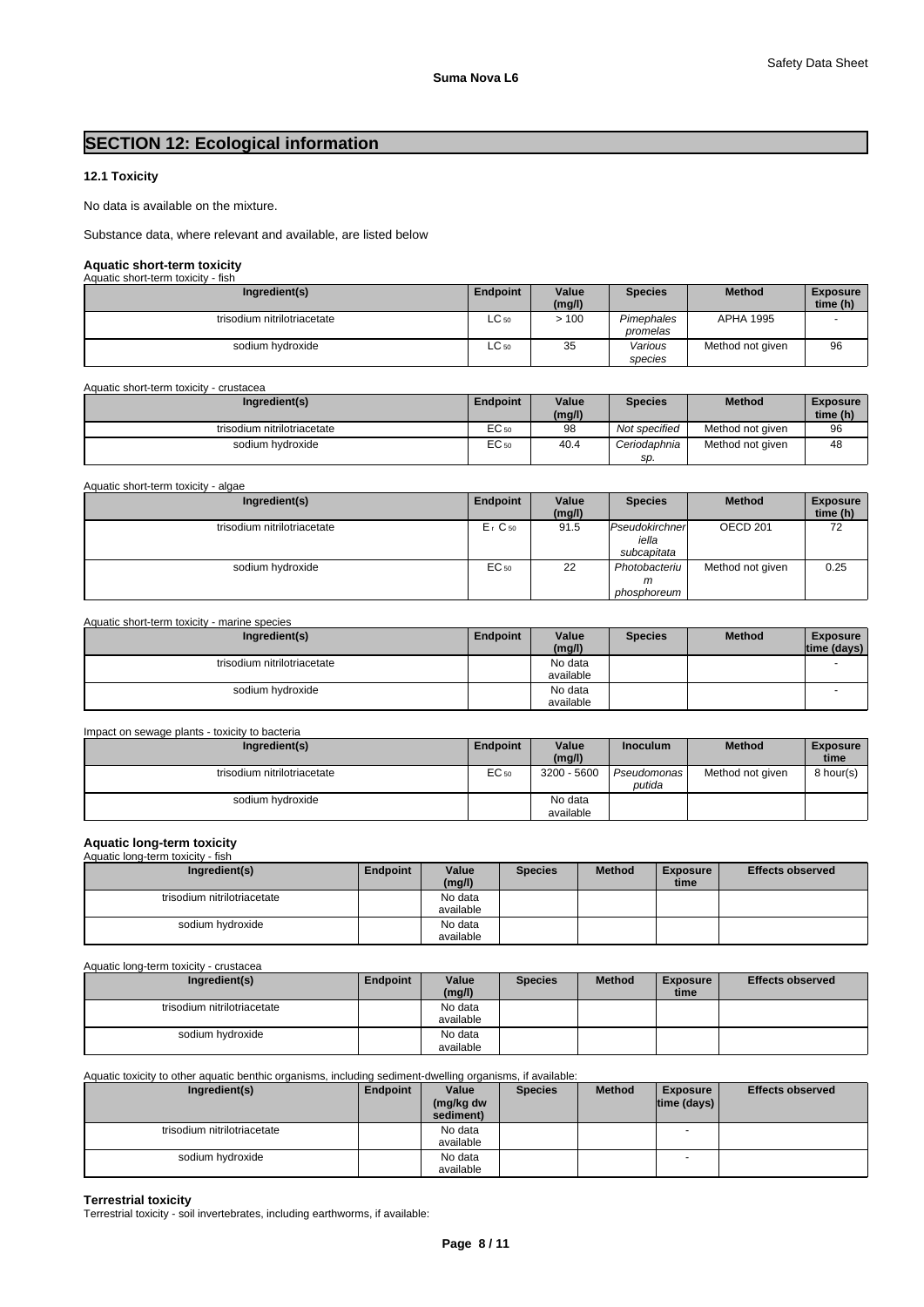## SECTION 12: Ecological information

### 12.1 Toxicity

No data is available on the mixture.

Substance data, where relevant and available, are listed below

#### Aquatic short-term toxicity

Aquatic short-term toxicity - fish

| Ingredient(s) | Endpoint | Value (mg/l) | Species | Method | Exposure time (h) |
|---|---|---|---|---|---|
| trisodium nitrilotriacetate | $LC_{50}$ | > 100 | *Pimephales promelas* | APHA 1995 | - |
| sodium hydroxide | $LC_{50}$ | 35 | *Various species* | Method not given | 96 |

Aquatic short-term toxicity - crustacea

| Ingredient(s) | Endpoint | Value (mg/l) | Species | Method | Exposure time (h) |
|---|---|---|---|---|---|
| trisodium nitrilotriacetate | $EC_{50}$ | 98 | *Not specified* | Method not given | 96 |
| sodium hydroxide | $EC_{50}$ | 40.4 | *Ceriodaphnia sp.* | Method not given | 48 |

Aquatic short-term toxicity - algae

| Ingredient(s) | Endpoint | Value (mg/l) | Species | Method | Exposure time (h) |
|---|---|---|---|---|---|
| trisodium nitrilotriacetate | $E_r C_{50}$ | 91.5 | *Pseudokirchneriella subcapitata* | OECD 201 | 72 |
| sodium hydroxide | $EC_{50}$ | 22 | *Photobacterium phosphoreum* | Method not given | 0.25 |

Aquatic short-term toxicity - marine species

| Ingredient(s) | Endpoint | Value (mg/l) | Species | Method | Exposure time (days) |
|---|---|---|---|---|---|
| trisodium nitrilotriacetate | | No data available | | | - |
| sodium hydroxide | | No data available | | | - |

Impact on sewage plants - toxicity to bacteria

| Ingredient(s) | Endpoint | Value (mg/l) | Inoculum | Method | Exposure time |
|---|---|---|---|---|---|
| trisodium nitrilotriacetate | $EC_{50}$ | 3200 - 5600 | *Pseudomonas putida* | Method not given | 8 hour(s) |
| sodium hydroxide | | No data available | | | |

#### Aquatic long-term toxicity

Aquatic long-term toxicity - fish

| Ingredient(s) | Endpoint | Value (mg/l) | Species | Method | Exposure time | Effects observed |
|---|---|---|---|---|---|---|
| trisodium nitrilotriacetate | | No data available | | | | |
| sodium hydroxide | | No data available | | | | |

Aquatic long-term toxicity - crustacea

| Ingredient(s) | Endpoint | Value (mg/l) | Species | Method | Exposure time | Effects observed |
|---|---|---|---|---|---|---|
| trisodium nitrilotriacetate | | No data available | | | | |
| sodium hydroxide | | No data available | | | | |

Aquatic toxicity to other aquatic benthic organisms, including sediment-dwelling organisms, if available:

| Ingredient(s) | Endpoint | Value (mg/kg dw sediment) | Species | Method | Exposure time (days) | Effects observed |
|---|---|---|---|---|---|---|
| trisodium nitrilotriacetate | | No data available | | | - | |
| sodium hydroxide | | No data available | | | - | |

#### Terrestrial toxicity

Terrestrial toxicity - soil invertebrates, including earthworms, if available: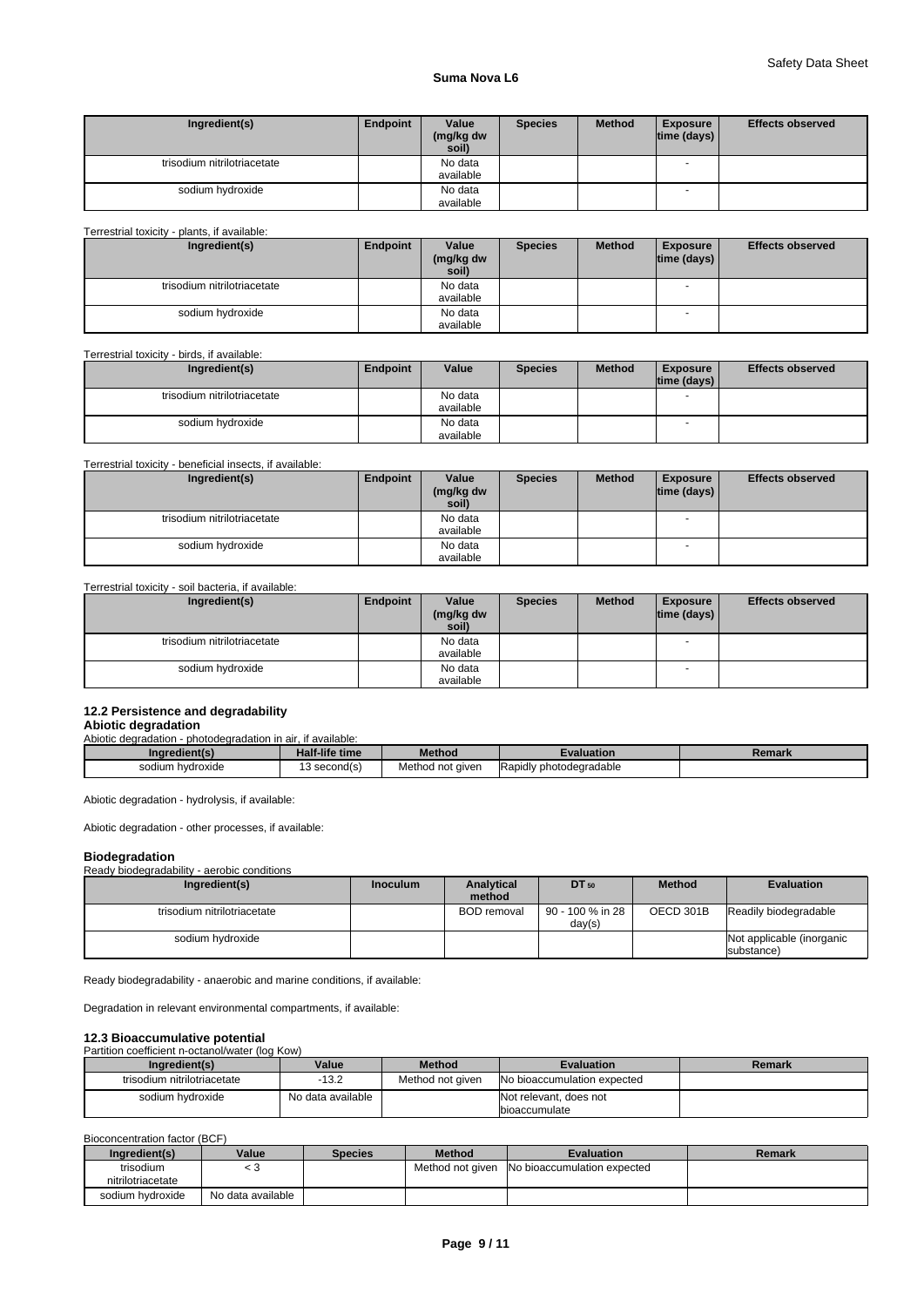| Ingredient(s) | Endpoint | Value (mg/kg dw soil) | Species | Method | Exposure time (days) | Effects observed |
| --- | --- | --- | --- | --- | --- | --- |
| trisodium nitrilotriacetate | | No data available | | | - | |
| sodium hydroxide | | No data available | | | - | |

Terrestrial toxicity - plants, if available:

| Ingredient(s) | Endpoint | Value (mg/kg dw soil) | Species | Method | Exposure time (days) | Effects observed |
| --- | --- | --- | --- | --- | --- | --- |
| trisodium nitrilotriacetate | | No data available | | | - | |
| sodium hydroxide | | No data available | | | - | |

Terrestrial toxicity - birds, if available:

| Ingredient(s) | Endpoint | Value | Species | Method | Exposure time (days) | Effects observed |
| --- | --- | --- | --- | --- | --- | --- |
| trisodium nitrilotriacetate | | No data available | | | - | |
| sodium hydroxide | | No data available | | | - | |

Terrestrial toxicity - beneficial insects, if available:

| Ingredient(s) | Endpoint | Value (mg/kg dw soil) | Species | Method | Exposure time (days) | Effects observed |
| --- | --- | --- | --- | --- | --- | --- |
| trisodium nitrilotriacetate | | No data available | | | - | |
| sodium hydroxide | | No data available | | | - | |

Terrestrial toxicity - soil bacteria, if available:

| Ingredient(s) | Endpoint | Value (mg/kg dw soil) | Species | Method | Exposure time (days) | Effects observed |
| --- | --- | --- | --- | --- | --- | --- |
| trisodium nitrilotriacetate | | No data available | | | - | |
| sodium hydroxide | | No data available | | | - | |

### 12.2 Persistence and degradability

**Abiotic degradation**

Abiotic degradation - photodegradation in air, if available:

| Ingredient(s) | Half-life time | Method | Evaluation | Remark |
| --- | --- | --- | --- | --- |
| sodium hydroxide | 13 second(s) | Method not given | Rapidly photodegradable | |

Abiotic degradation - hydrolysis, if available:

Abiotic degradation - other processes, if available:

**Biodegradation**

Ready biodegradability - aerobic conditions

| Ingredient(s) | Inoculum | Analytical method | $DT_{50}$ | Method | Evaluation |
| --- | --- | --- | --- | --- | --- |
| trisodium nitrilotriacetate | | BOD removal | 90 - 100 % in 28 day(s) | OECD 301B | Readily biodegradable |
| sodium hydroxide | | | | | Not applicable (inorganic substance) |

Ready biodegradability - anaerobic and marine conditions, if available:

Degradation in relevant environmental compartments, if available:

### 12.3 Bioaccumulative potential

Partition coefficient n-octanol/water (log Kow)

| Ingredient(s) | Value | Method | Evaluation | Remark |
| --- | --- | --- | --- | --- |
| trisodium nitrilotriacetate | -13.2 | Method not given | No bioaccumulation expected | |
| sodium hydroxide | No data available | | Not relevant, does not bioaccumulate | |

Bioconcentration factor (BCF)

| Ingredient(s) | Value | Species | Method | Evaluation | Remark |
| --- | --- | --- | --- | --- | --- |
| trisodium nitrilotriacetate | < 3 | | Method not given | No bioaccumulation expected | |
| sodium hydroxide | No data available | | | | |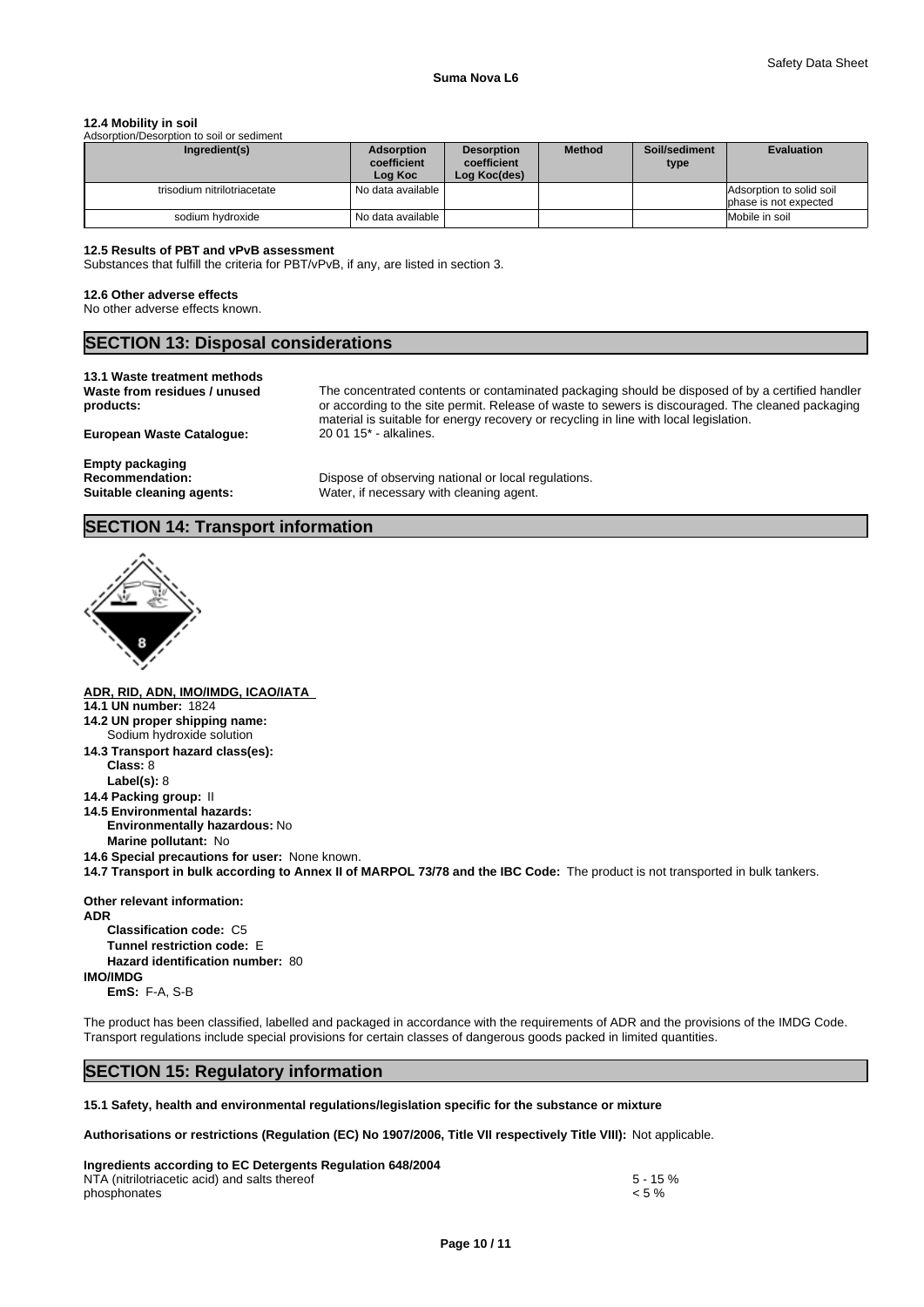#### 12.4 Mobility in soil

Adsorption/Desorption to soil or sediment

| Ingredient(s) | Adsorption coefficient Log Koc | Desorption coefficient Log Koc(des) | Method | Soil/sediment type | Evaluation |
|---|---|---|---|---|---|
| trisodium nitrilotriacetate | No data available | | | | Adsorption to solid soil phase is not expected |
| sodium hydroxide | No data available | | | | Mobile in soil |

#### 12.5 Results of PBT and vPvB assessment

Substances that fulfill the criteria for PBT/vPvB, if any, are listed in section 3.

#### 12.6 Other adverse effects

No other adverse effects known.

## SECTION 13: Disposal considerations

**13.1 Waste treatment methods**

**Waste from residues / unused products:** The concentrated contents or contaminated packaging should be disposed of by a certified handler or according to the site permit. Release of waste to sewers is discouraged. The cleaned packaging material is suitable for energy recovery or recycling in line with local legislation.

**European Waste Catalogue:** 20 01 15* - alkalines.

**Empty packaging**

**Recommendation:** Dispose of observing national or local regulations.

**Suitable cleaning agents:** Water, if necessary with cleaning agent.

## SECTION 14: Transport information

**ADR, RID, ADN, IMO/IMDG, ICAO/IATA**

**14.1 UN number:** 1824

**14.2 UN proper shipping name:**
Sodium hydroxide solution

**14.3 Transport hazard class(es):**
**Class:** 8
**Label(s):** 8

**14.4 Packing group:** II

**14.5 Environmental hazards:**
**Environmentally hazardous:** No
**Marine pollutant:** No

**14.6 Special precautions for user:** None known.

**14.7 Transport in bulk according to Annex II of MARPOL 73/78 and the IBC Code:** The product is not transported in bulk tankers.

**Other relevant information:**

**ADR**
**Classification code:** C5
**Tunnel restriction code:** E
**Hazard identification number:** 80

**IMO/IMDG**
**EmS:** F-A, S-B

The product has been classified, labelled and packaged in accordance with the requirements of ADR and the provisions of the IMDG Code. Transport regulations include special provisions for certain classes of dangerous goods packed in limited quantities.

## SECTION 15: Regulatory information

**15.1 Safety, health and environmental regulations/legislation specific for the substance or mixture**

**Authorisations or restrictions (Regulation (EC) No 1907/2006, Title VII respectively Title VIII):** Not applicable.

**Ingredients according to EC Detergents Regulation 648/2004**

| | |
|---|---|
| NTA (nitrilotriacetic acid) and salts thereof | 5 - 15 % |
| phosphonates | < 5 % |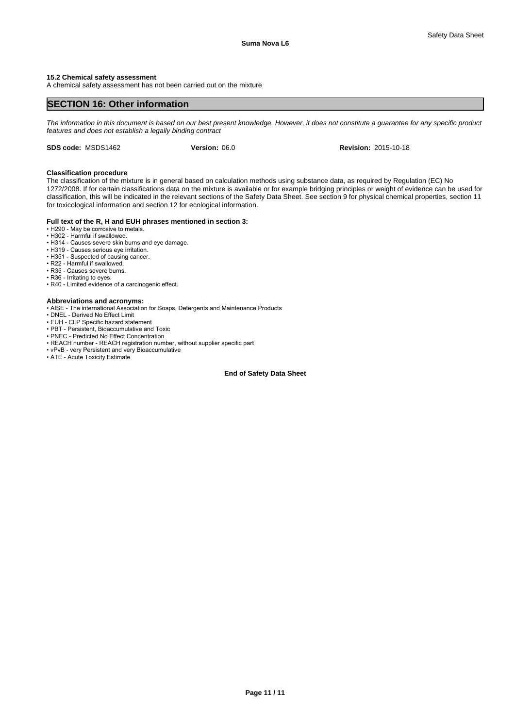### 15.2 Chemical safety assessment

A chemical safety assessment has not been carried out on the mixture

## SECTION 16: Other information

*The information in this document is based on our best present knowledge. However, it does not constitute a guarantee for any specific product features and does not establish a legally binding contract*

**SDS code:** MSDS1462 **Version:** 06.0 **Revision:** 2015-10-18

**Classification procedure**

The classification of the mixture is in general based on calculation methods using substance data, as required by Regulation (EC) No 1272/2008. If for certain classifications data on the mixture is available or for example bridging principles or weight of evidence can be used for classification, this will be indicated in the relevant sections of the Safety Data Sheet. See section 9 for physical chemical properties, section 11 for toxicological information and section 12 for ecological information.

**Full text of the R, H and EUH phrases mentioned in section 3:**

- H290 - May be corrosive to metals.
- H302 - Harmful if swallowed.
- H314 - Causes severe skin burns and eye damage.
- H319 - Causes serious eye irritation.
- H351 - Suspected of causing cancer.
- R22 - Harmful if swallowed.
- R35 - Causes severe burns.
- R36 - Irritating to eyes.
- R40 - Limited evidence of a carcinogenic effect.

**Abbreviations and acronyms:**

- AISE - The international Association for Soaps, Detergents and Maintenance Products
- DNEL - Derived No Effect Limit
- EUH - CLP Specific hazard statement
- PBT - Persistent, Bioaccumulative and Toxic
- PNEC - Predicted No Effect Concentration
- REACH number - REACH registration number, without supplier specific part
- vPvB - very Persistent and very Bioaccumulative
- ATE - Acute Toxicity Estimate

**End of Safety Data Sheet**